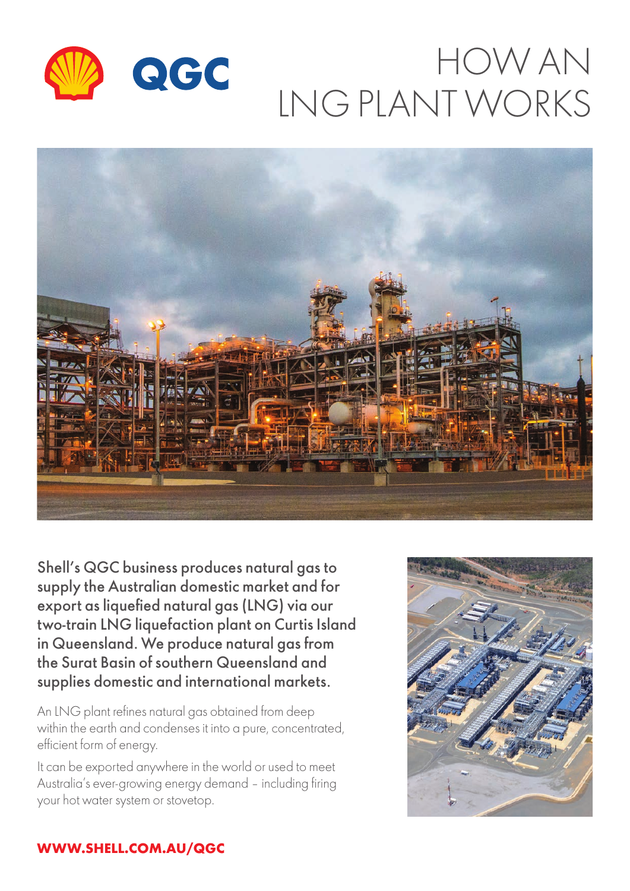# HOW AN LNG PLANT WORKS

**Shell's QGC business produces natural gas to supply the Australian domestic market and for export as liquefied natural gas (LNG) via our two-train LNG liquefaction plant on Curtis Island in Queensland. We produce natural gas from the Surat Basin of southern Queensland and supplies domestic and international markets.**

An LNG plant refines natural gas obtained from deep within the earth and condenses it into a pure, concentrated, efficient form of energy.

It can be exported anywhere in the world or used to meet Australia's ever-growing energy demand – including firing your hot water system or stovetop.

**WWW.SHELL.COM.AU/QGC**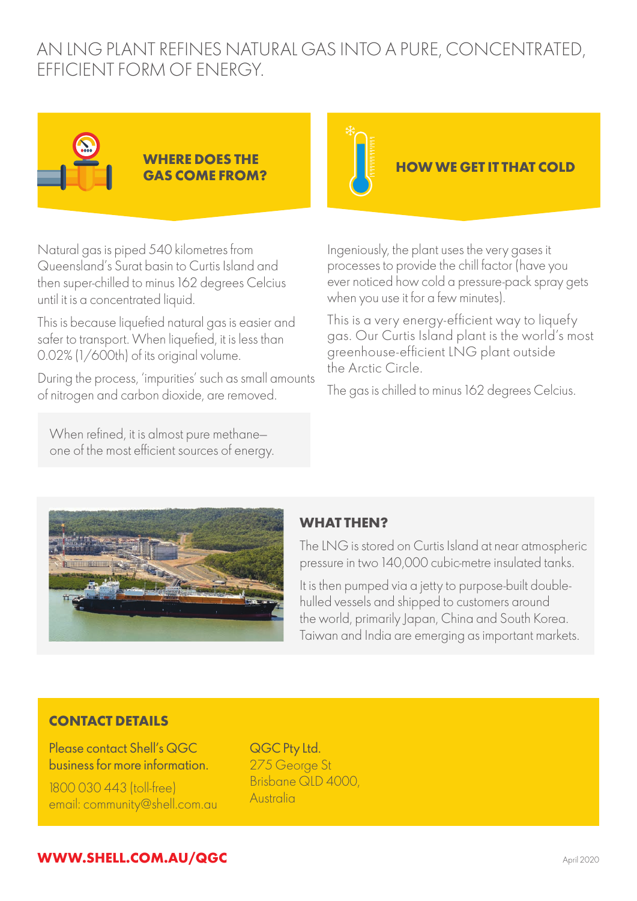# AN LNG PLANT REFINES NATURAL GAS INTO A PURE, CONCENTRATED, EFFICIENT FORM OF ENERGY.

## WHERE DOES THE GAS COME FROM?

Natural gas is piped 540 kilometres from Queensland's Surat basin to Curtis Island and then super-chilled to minus 162 degrees Celcius until it is a concentrated liquid.

This is because liquefied natural gas is easier and safer to transport. When liquefied, it is less than 0.02% (1/600th) of its original volume.

During the process, 'impurities' such as small amounts of nitrogen and carbon dioxide, are removed.

When refined, it is almost pure methane– one of the most efficient sources of energy.

## HOW WE GET IT THAT COLD

Ingeniously, the plant uses the very gases it processes to provide the chill factor (have you ever noticed how cold a pressure-pack spray gets when you use it for a few minutes).

This is a very energy-efficient way to liquefy gas. Our Curtis Island plant is the world's most greenhouse-efficient LNG plant outside the Arctic Circle.

The gas is chilled to minus 162 degrees Celcius.

## WHAT THEN?

The LNG is stored on Curtis Island at near atmospheric pressure in two 140,000 cubic-metre insulated tanks.

It is then pumped via a jetty to purpose-built double-hulled vessels and shipped to customers around the world, primarily Japan, China and South Korea. Taiwan and India are emerging as important markets.

## CONTACT DETAILS

Please contact Shell's QGC business for more information.

1800 030 443 (toll-free)
email: community@shell.com.au

QGC Pty Ltd.
275 George St
Brisbane QLD 4000,
Australia

**WWW.SHELL.COM.AU/QGC**

April 2020